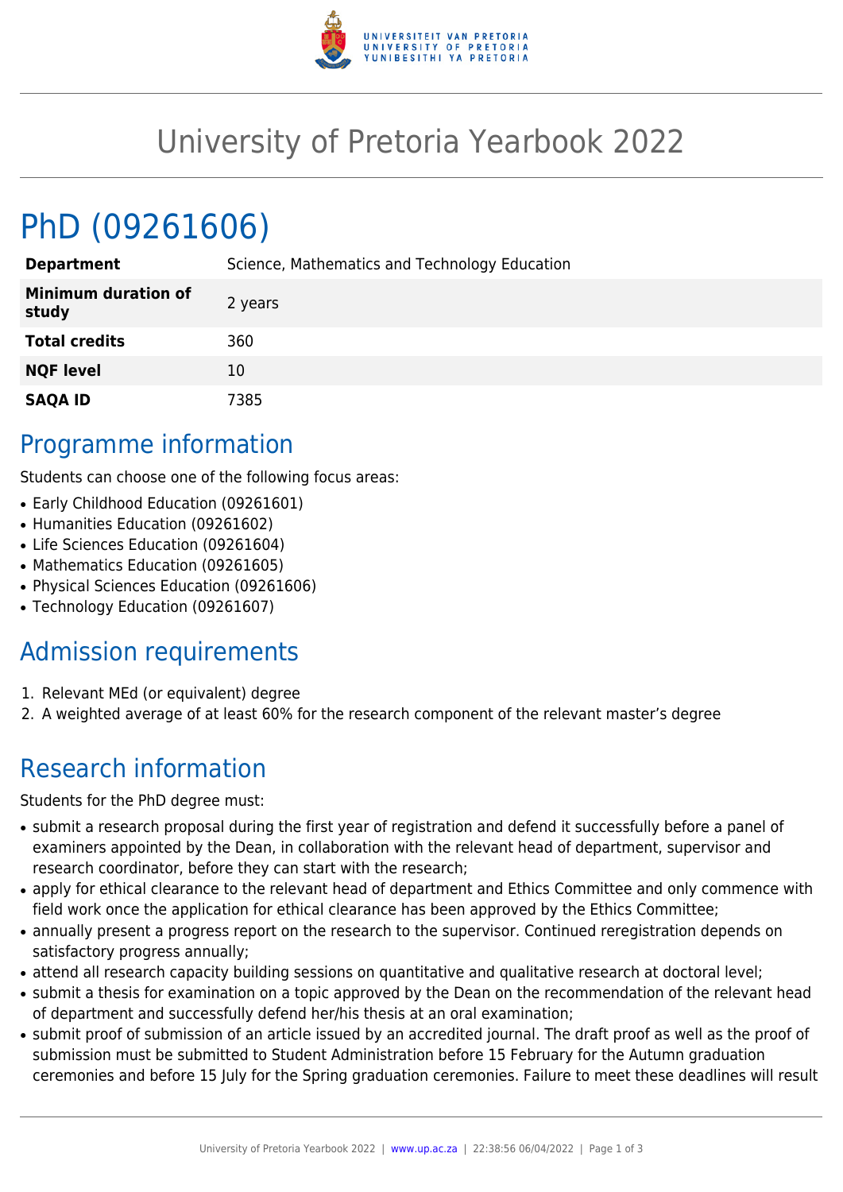# University of Pretoria Yearbook 2022

# PhD (09261606)

| | |
|---|---|
| **Department** | Science, Mathematics and Technology Education |
| **Minimum duration of study** | 2 years |
| **Total credits** | 360 |
| **NQF level** | 10 |
| **SAQA ID** | 7385 |

## Programme information

Students can choose one of the following focus areas:

- Early Childhood Education (09261601)
- Humanities Education (09261602)
- Life Sciences Education (09261604)
- Mathematics Education (09261605)
- Physical Sciences Education (09261606)
- Technology Education (09261607)

## Admission requirements

1. Relevant MEd (or equivalent) degree
2. A weighted average of at least 60% for the research component of the relevant master's degree

## Research information

Students for the PhD degree must:

- submit a research proposal during the first year of registration and defend it successfully before a panel of examiners appointed by the Dean, in collaboration with the relevant head of department, supervisor and research coordinator, before they can start with the research;
- apply for ethical clearance to the relevant head of department and Ethics Committee and only commence with field work once the application for ethical clearance has been approved by the Ethics Committee;
- annually present a progress report on the research to the supervisor. Continued reregistration depends on satisfactory progress annually;
- attend all research capacity building sessions on quantitative and qualitative research at doctoral level;
- submit a thesis for examination on a topic approved by the Dean on the recommendation of the relevant head of department and successfully defend her/his thesis at an oral examination;
- submit proof of submission of an article issued by an accredited journal. The draft proof as well as the proof of submission must be submitted to Student Administration before 15 February for the Autumn graduation ceremonies and before 15 July for the Spring graduation ceremonies. Failure to meet these deadlines will result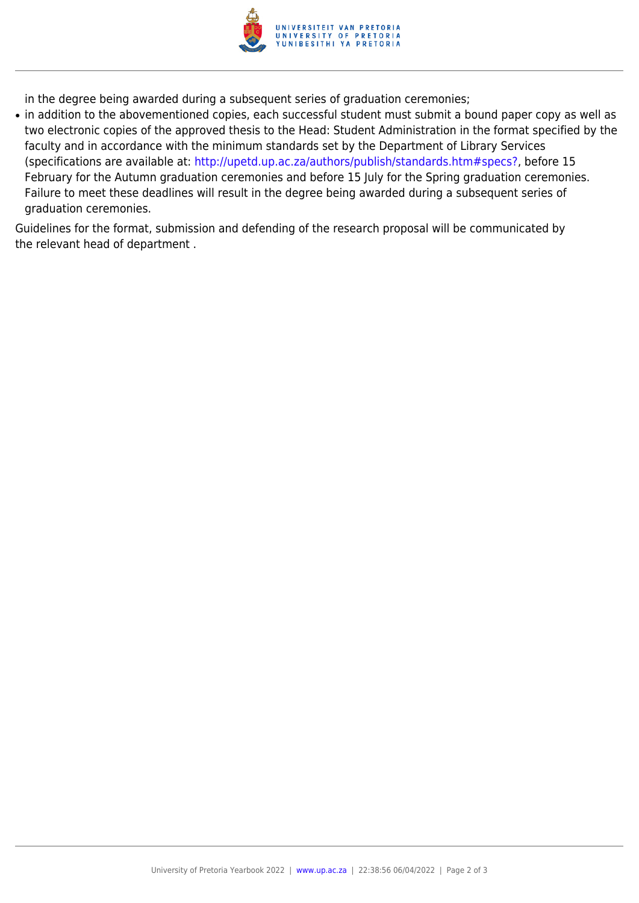in the degree being awarded during a subsequent series of graduation ceremonies;

- in addition to the abovementioned copies, each successful student must submit a bound paper copy as well as two electronic copies of the approved thesis to the Head: Student Administration in the format specified by the faculty and in accordance with the minimum standards set by the Department of Library Services (specifications are available at: http://upetd.up.ac.za/authors/publish/standards.htm#specs?, before 15 February for the Autumn graduation ceremonies and before 15 July for the Spring graduation ceremonies. Failure to meet these deadlines will result in the degree being awarded during a subsequent series of graduation ceremonies.

Guidelines for the format, submission and defending of the research proposal will be communicated by the relevant head of department .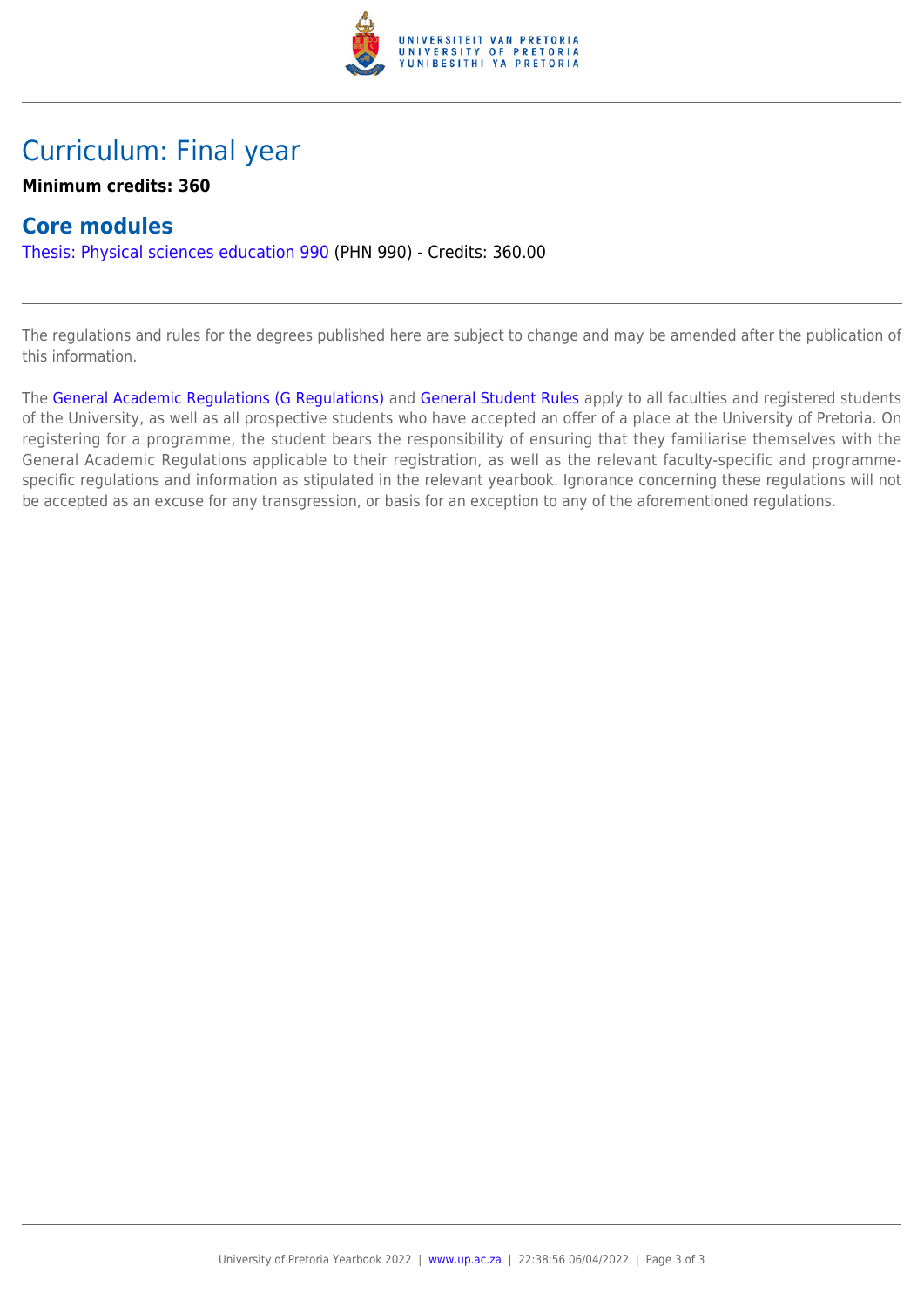# Curriculum: Final year

**Minimum credits: 360**

## Core modules

Thesis: Physical sciences education 990 (PHN 990) - Credits: 360.00

The regulations and rules for the degrees published here are subject to change and may be amended after the publication of this information.

The General Academic Regulations (G Regulations) and General Student Rules apply to all faculties and registered students of the University, as well as all prospective students who have accepted an offer of a place at the University of Pretoria. On registering for a programme, the student bears the responsibility of ensuring that they familiarise themselves with the General Academic Regulations applicable to their registration, as well as the relevant faculty-specific and programme-specific regulations and information as stipulated in the relevant yearbook. Ignorance concerning these regulations will not be accepted as an excuse for any transgression, or basis for an exception to any of the aforementioned regulations.